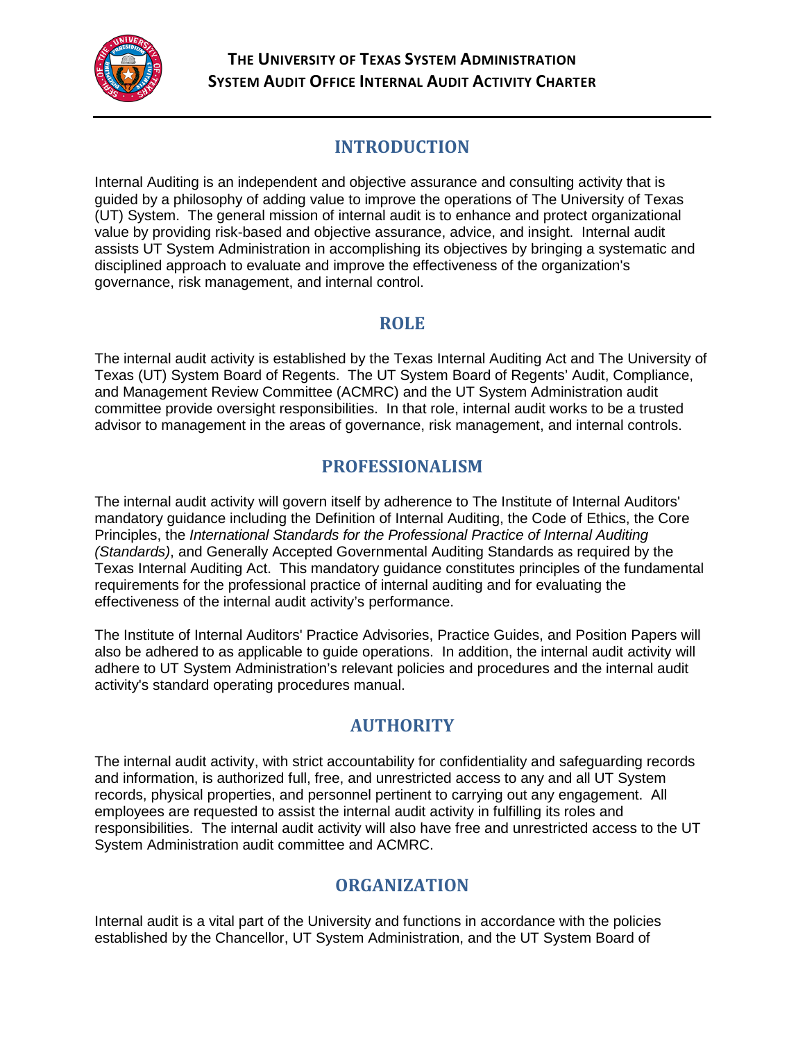# THE UNIVERSITY OF TEXAS SYSTEM ADMINISTRATION
# SYSTEM AUDIT OFFICE INTERNAL AUDIT ACTIVITY CHARTER

## INTRODUCTION

Internal Auditing is an independent and objective assurance and consulting activity that is guided by a philosophy of adding value to improve the operations of The University of Texas (UT) System. The general mission of internal audit is to enhance and protect organizational value by providing risk-based and objective assurance, advice, and insight. Internal audit assists UT System Administration in accomplishing its objectives by bringing a systematic and disciplined approach to evaluate and improve the effectiveness of the organization's governance, risk management, and internal control.

## ROLE

The internal audit activity is established by the Texas Internal Auditing Act and The University of Texas (UT) System Board of Regents. The UT System Board of Regents' Audit, Compliance, and Management Review Committee (ACMRC) and the UT System Administration audit committee provide oversight responsibilities. In that role, internal audit works to be a trusted advisor to management in the areas of governance, risk management, and internal controls.

## PROFESSIONALISM

The internal audit activity will govern itself by adherence to The Institute of Internal Auditors' mandatory guidance including the Definition of Internal Auditing, the Code of Ethics, the Core Principles, the *International Standards for the Professional Practice of Internal Auditing (Standards)*, and Generally Accepted Governmental Auditing Standards as required by the Texas Internal Auditing Act. This mandatory guidance constitutes principles of the fundamental requirements for the professional practice of internal auditing and for evaluating the effectiveness of the internal audit activity's performance.

The Institute of Internal Auditors' Practice Advisories, Practice Guides, and Position Papers will also be adhered to as applicable to guide operations. In addition, the internal audit activity will adhere to UT System Administration's relevant policies and procedures and the internal audit activity's standard operating procedures manual.

## AUTHORITY

The internal audit activity, with strict accountability for confidentiality and safeguarding records and information, is authorized full, free, and unrestricted access to any and all UT System records, physical properties, and personnel pertinent to carrying out any engagement. All employees are requested to assist the internal audit activity in fulfilling its roles and responsibilities. The internal audit activity will also have free and unrestricted access to the UT System Administration audit committee and ACMRC.

## ORGANIZATION

Internal audit is a vital part of the University and functions in accordance with the policies established by the Chancellor, UT System Administration, and the UT System Board of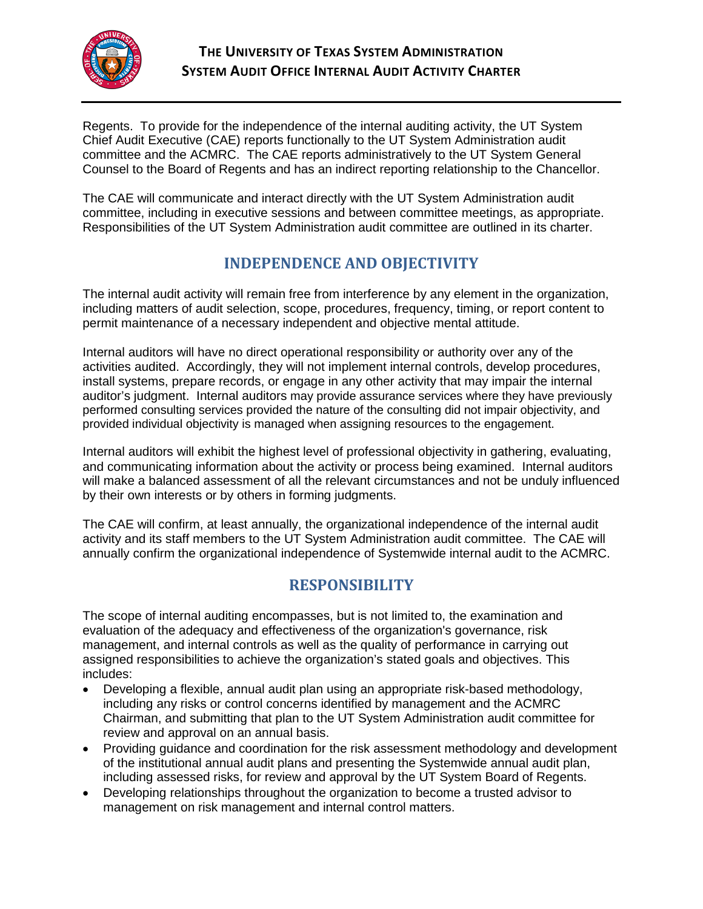Regents. To provide for the independence of the internal auditing activity, the UT System Chief Audit Executive (CAE) reports functionally to the UT System Administration audit committee and the ACMRC. The CAE reports administratively to the UT System General Counsel to the Board of Regents and has an indirect reporting relationship to the Chancellor.

The CAE will communicate and interact directly with the UT System Administration audit committee, including in executive sessions and between committee meetings, as appropriate. Responsibilities of the UT System Administration audit committee are outlined in its charter.

## INDEPENDENCE AND OBJECTIVITY

The internal audit activity will remain free from interference by any element in the organization, including matters of audit selection, scope, procedures, frequency, timing, or report content to permit maintenance of a necessary independent and objective mental attitude.

Internal auditors will have no direct operational responsibility or authority over any of the activities audited. Accordingly, they will not implement internal controls, develop procedures, install systems, prepare records, or engage in any other activity that may impair the internal auditor's judgment. Internal auditors may provide assurance services where they have previously performed consulting services provided the nature of the consulting did not impair objectivity, and provided individual objectivity is managed when assigning resources to the engagement.

Internal auditors will exhibit the highest level of professional objectivity in gathering, evaluating, and communicating information about the activity or process being examined. Internal auditors will make a balanced assessment of all the relevant circumstances and not be unduly influenced by their own interests or by others in forming judgments.

The CAE will confirm, at least annually, the organizational independence of the internal audit activity and its staff members to the UT System Administration audit committee. The CAE will annually confirm the organizational independence of Systemwide internal audit to the ACMRC.

## RESPONSIBILITY

The scope of internal auditing encompasses, but is not limited to, the examination and evaluation of the adequacy and effectiveness of the organization's governance, risk management, and internal controls as well as the quality of performance in carrying out assigned responsibilities to achieve the organization's stated goals and objectives. This includes:

- Developing a flexible, annual audit plan using an appropriate risk-based methodology, including any risks or control concerns identified by management and the ACMRC Chairman, and submitting that plan to the UT System Administration audit committee for review and approval on an annual basis.
- Providing guidance and coordination for the risk assessment methodology and development of the institutional annual audit plans and presenting the Systemwide annual audit plan, including assessed risks, for review and approval by the UT System Board of Regents.
- Developing relationships throughout the organization to become a trusted advisor to management on risk management and internal control matters.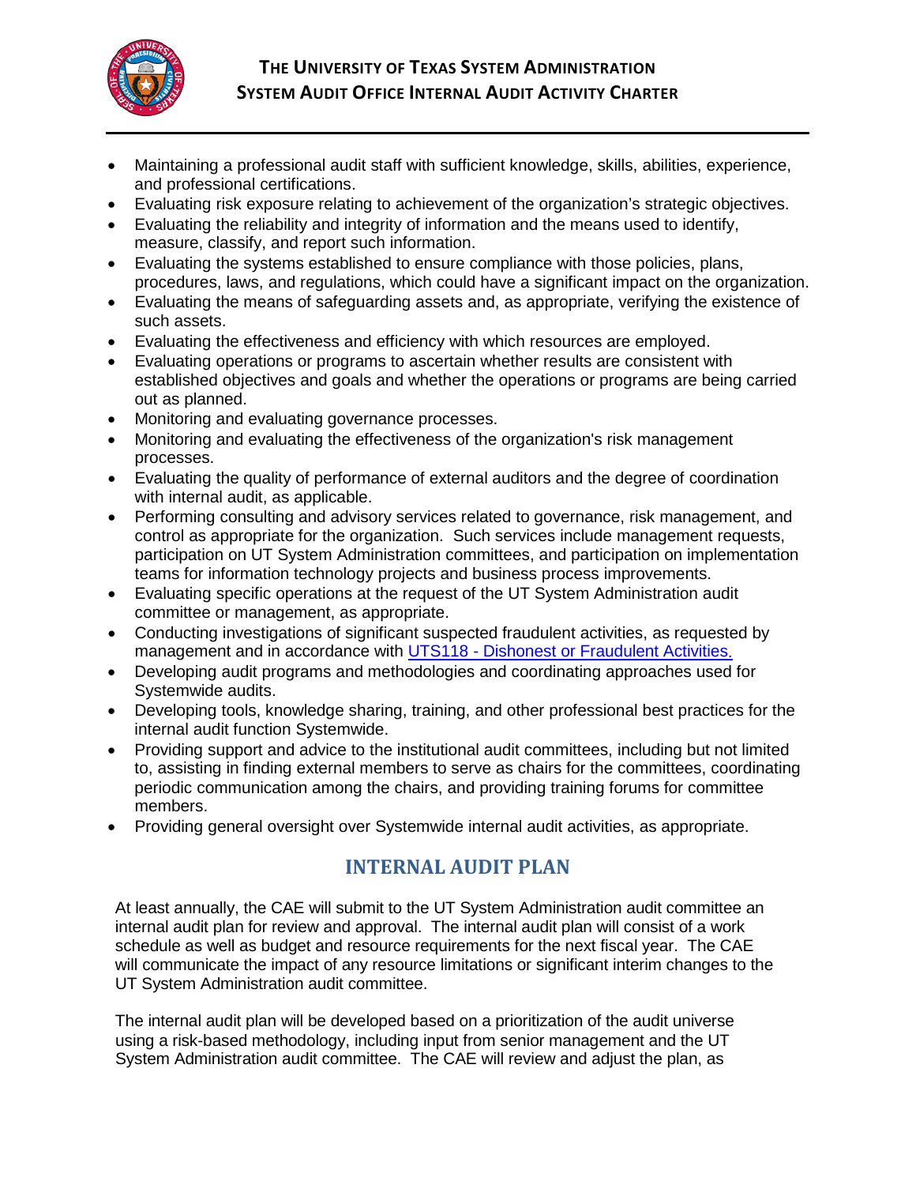- Maintaining a professional audit staff with sufficient knowledge, skills, abilities, experience, and professional certifications.
- Evaluating risk exposure relating to achievement of the organization's strategic objectives.
- Evaluating the reliability and integrity of information and the means used to identify, measure, classify, and report such information.
- Evaluating the systems established to ensure compliance with those policies, plans, procedures, laws, and regulations, which could have a significant impact on the organization.
- Evaluating the means of safeguarding assets and, as appropriate, verifying the existence of such assets.
- Evaluating the effectiveness and efficiency with which resources are employed.
- Evaluating operations or programs to ascertain whether results are consistent with established objectives and goals and whether the operations or programs are being carried out as planned.
- Monitoring and evaluating governance processes.
- Monitoring and evaluating the effectiveness of the organization's risk management processes.
- Evaluating the quality of performance of external auditors and the degree of coordination with internal audit, as applicable.
- Performing consulting and advisory services related to governance, risk management, and control as appropriate for the organization. Such services include management requests, participation on UT System Administration committees, and participation on implementation teams for information technology projects and business process improvements.
- Evaluating specific operations at the request of the UT System Administration audit committee or management, as appropriate.
- Conducting investigations of significant suspected fraudulent activities, as requested by management and in accordance with [UTS118 - Dishonest or Fraudulent Activities.]
- Developing audit programs and methodologies and coordinating approaches used for Systemwide audits.
- Developing tools, knowledge sharing, training, and other professional best practices for the internal audit function Systemwide.
- Providing support and advice to the institutional audit committees, including but not limited to, assisting in finding external members to serve as chairs for the committees, coordinating periodic communication among the chairs, and providing training forums for committee members.
- Providing general oversight over Systemwide internal audit activities, as appropriate.

## INTERNAL AUDIT PLAN

At least annually, the CAE will submit to the UT System Administration audit committee an internal audit plan for review and approval. The internal audit plan will consist of a work schedule as well as budget and resource requirements for the next fiscal year. The CAE will communicate the impact of any resource limitations or significant interim changes to the UT System Administration audit committee.

The internal audit plan will be developed based on a prioritization of the audit universe using a risk-based methodology, including input from senior management and the UT System Administration audit committee. The CAE will review and adjust the plan, as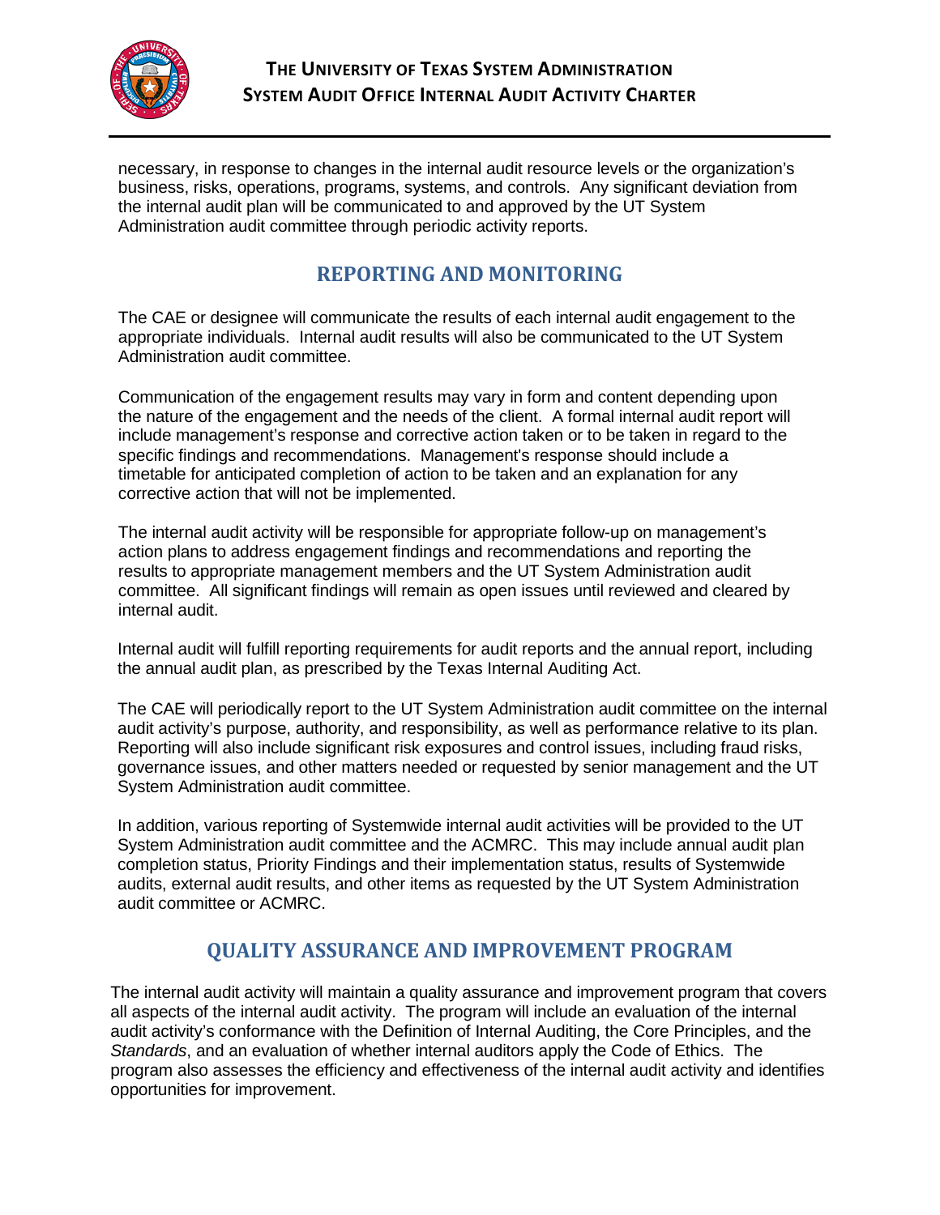necessary, in response to changes in the internal audit resource levels or the organization's business, risks, operations, programs, systems, and controls. Any significant deviation from the internal audit plan will be communicated to and approved by the UT System Administration audit committee through periodic activity reports.

## REPORTING AND MONITORING

The CAE or designee will communicate the results of each internal audit engagement to the appropriate individuals. Internal audit results will also be communicated to the UT System Administration audit committee.

Communication of the engagement results may vary in form and content depending upon the nature of the engagement and the needs of the client. A formal internal audit report will include management's response and corrective action taken or to be taken in regard to the specific findings and recommendations. Management's response should include a timetable for anticipated completion of action to be taken and an explanation for any corrective action that will not be implemented.

The internal audit activity will be responsible for appropriate follow-up on management's action plans to address engagement findings and recommendations and reporting the results to appropriate management members and the UT System Administration audit committee. All significant findings will remain as open issues until reviewed and cleared by internal audit.

Internal audit will fulfill reporting requirements for audit reports and the annual report, including the annual audit plan, as prescribed by the Texas Internal Auditing Act.

The CAE will periodically report to the UT System Administration audit committee on the internal audit activity's purpose, authority, and responsibility, as well as performance relative to its plan. Reporting will also include significant risk exposures and control issues, including fraud risks, governance issues, and other matters needed or requested by senior management and the UT System Administration audit committee.

In addition, various reporting of Systemwide internal audit activities will be provided to the UT System Administration audit committee and the ACMRC. This may include annual audit plan completion status, Priority Findings and their implementation status, results of Systemwide audits, external audit results, and other items as requested by the UT System Administration audit committee or ACMRC.

## QUALITY ASSURANCE AND IMPROVEMENT PROGRAM

The internal audit activity will maintain a quality assurance and improvement program that covers all aspects of the internal audit activity. The program will include an evaluation of the internal audit activity's conformance with the Definition of Internal Auditing, the Core Principles, and the *Standards*, and an evaluation of whether internal auditors apply the Code of Ethics. The program also assesses the efficiency and effectiveness of the internal audit activity and identifies opportunities for improvement.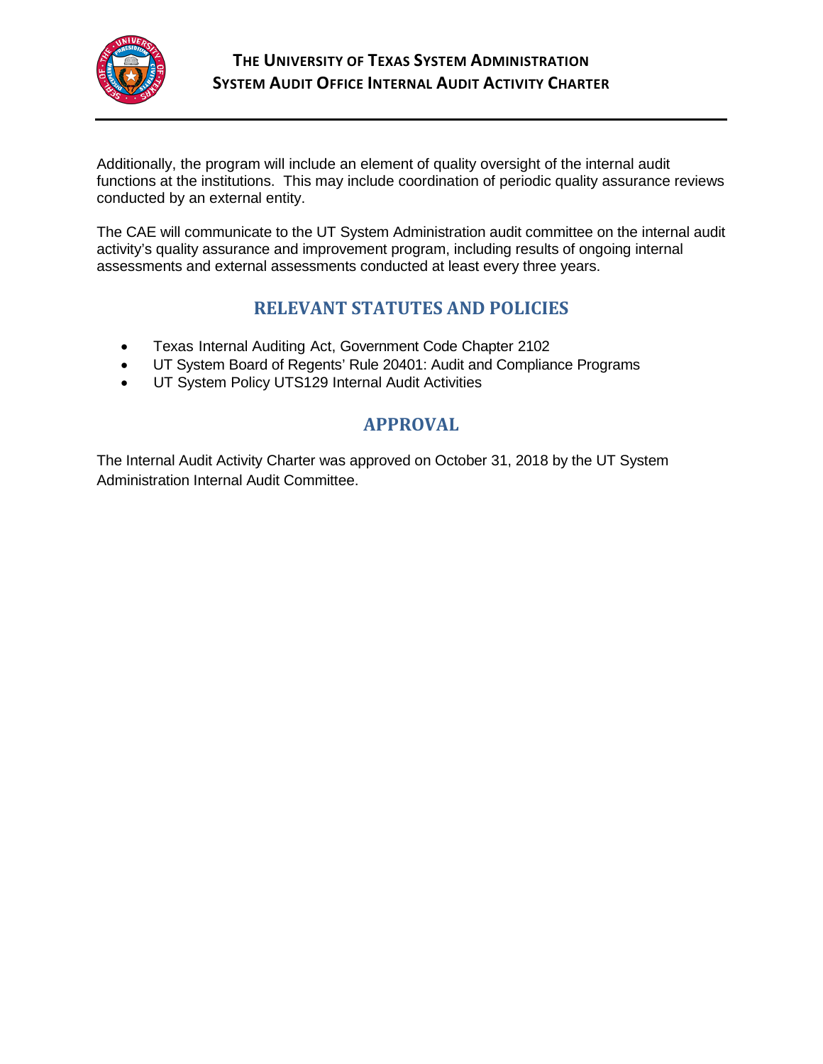Additionally, the program will include an element of quality oversight of the internal audit functions at the institutions. This may include coordination of periodic quality assurance reviews conducted by an external entity.

The CAE will communicate to the UT System Administration audit committee on the internal audit activity's quality assurance and improvement program, including results of ongoing internal assessments and external assessments conducted at least every three years.

## RELEVANT STATUTES AND POLICIES

- Texas Internal Auditing Act, Government Code Chapter 2102
- UT System Board of Regents' Rule 20401: Audit and Compliance Programs
- UT System Policy UTS129 Internal Audit Activities

## APPROVAL

The Internal Audit Activity Charter was approved on October 31, 2018 by the UT System Administration Internal Audit Committee.